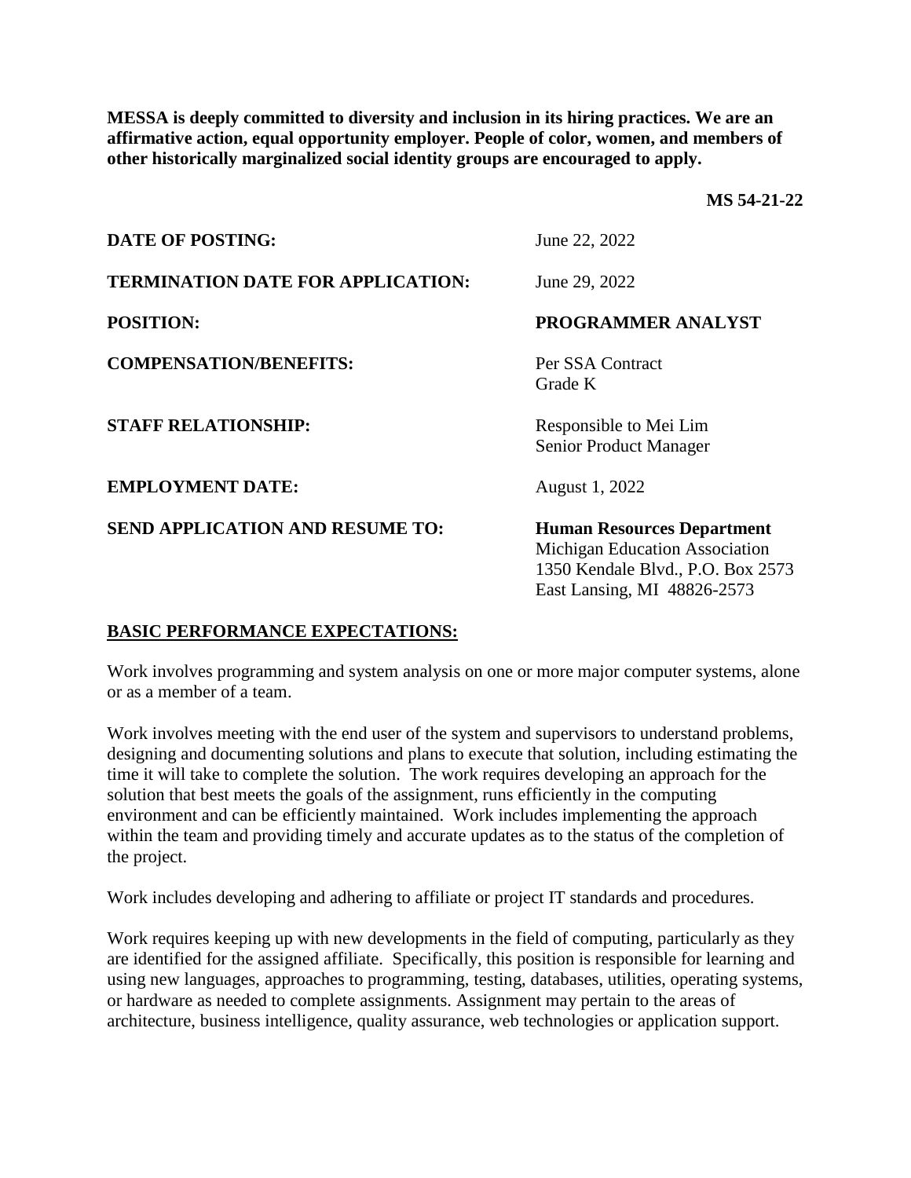**MESSA is deeply committed to diversity and inclusion in its hiring practices. We are an affirmative action, equal opportunity employer. People of color, women, and members of other historically marginalized social identity groups are encouraged to apply.**

**MS 54-21-22**

| | |
|---|---|
| **DATE OF POSTING:** | June 22, 2022 |
| **TERMINATION DATE FOR APPLICATION:** | June 29, 2022 |
| **POSITION:** | **PROGRAMMER ANALYST** |
| **COMPENSATION/BENEFITS:** | Per SSA Contract<br>Grade K |
| **STAFF RELATIONSHIP:** | Responsible to Mei Lim<br>Senior Product Manager |
| **EMPLOYMENT DATE:** | August 1, 2022 |
| **SEND APPLICATION AND RESUME TO:** | **Human Resources Department**<br>Michigan Education Association<br>1350 Kendale Blvd., P.O. Box 2573<br>East Lansing, MI 48826-2573 |

## BASIC PERFORMANCE EXPECTATIONS:

Work involves programming and system analysis on one or more major computer systems, alone or as a member of a team.

Work involves meeting with the end user of the system and supervisors to understand problems, designing and documenting solutions and plans to execute that solution, including estimating the time it will take to complete the solution. The work requires developing an approach for the solution that best meets the goals of the assignment, runs efficiently in the computing environment and can be efficiently maintained. Work includes implementing the approach within the team and providing timely and accurate updates as to the status of the completion of the project.

Work includes developing and adhering to affiliate or project IT standards and procedures.

Work requires keeping up with new developments in the field of computing, particularly as they are identified for the assigned affiliate. Specifically, this position is responsible for learning and using new languages, approaches to programming, testing, databases, utilities, operating systems, or hardware as needed to complete assignments. Assignment may pertain to the areas of architecture, business intelligence, quality assurance, web technologies or application support.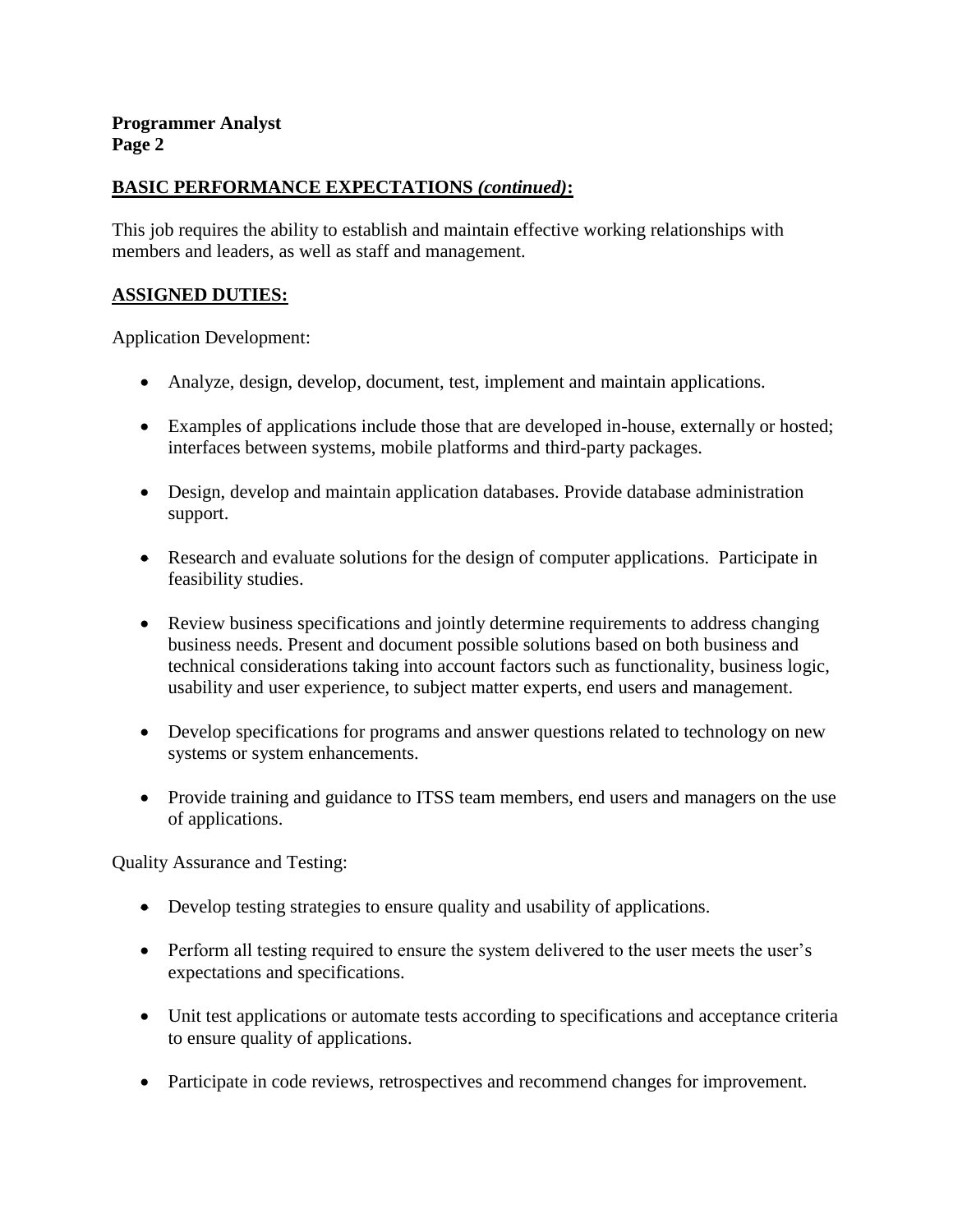## BASIC PERFORMANCE EXPECTATIONS *(continued)*:

This job requires the ability to establish and maintain effective working relationships with members and leaders, as well as staff and management.

## ASSIGNED DUTIES:

Application Development:

- Analyze, design, develop, document, test, implement and maintain applications.
- Examples of applications include those that are developed in-house, externally or hosted; interfaces between systems, mobile platforms and third-party packages.
- Design, develop and maintain application databases. Provide database administration support.
- Research and evaluate solutions for the design of computer applications. Participate in feasibility studies.
- Review business specifications and jointly determine requirements to address changing business needs. Present and document possible solutions based on both business and technical considerations taking into account factors such as functionality, business logic, usability and user experience, to subject matter experts, end users and management.
- Develop specifications for programs and answer questions related to technology on new systems or system enhancements.
- Provide training and guidance to ITSS team members, end users and managers on the use of applications.

Quality Assurance and Testing:

- Develop testing strategies to ensure quality and usability of applications.
- Perform all testing required to ensure the system delivered to the user meets the user's expectations and specifications.
- Unit test applications or automate tests according to specifications and acceptance criteria to ensure quality of applications.
- Participate in code reviews, retrospectives and recommend changes for improvement.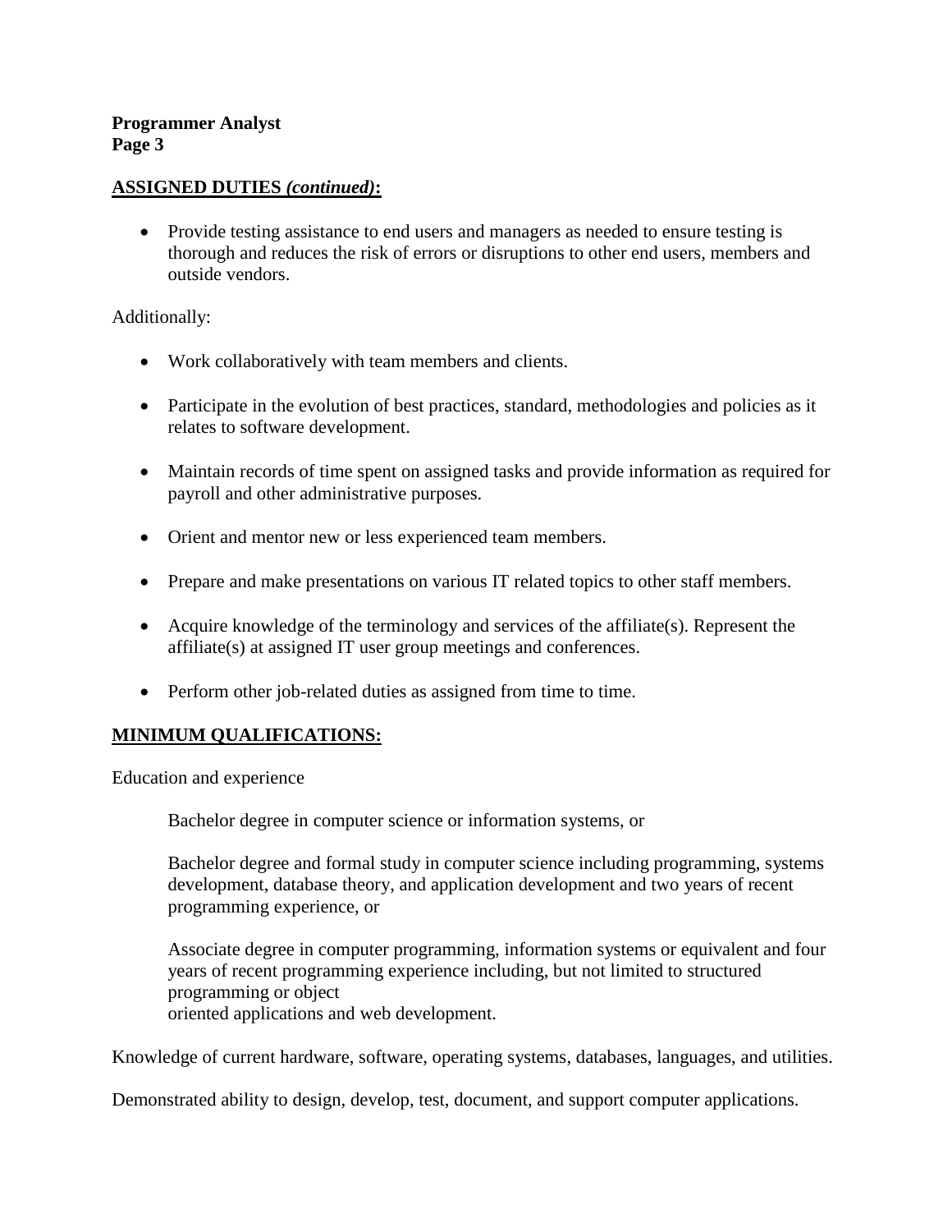**ASSIGNED DUTIES *(continued)*:**

- Provide testing assistance to end users and managers as needed to ensure testing is thorough and reduces the risk of errors or disruptions to other end users, members and outside vendors.

Additionally:

- Work collaboratively with team members and clients.
- Participate in the evolution of best practices, standard, methodologies and policies as it relates to software development.
- Maintain records of time spent on assigned tasks and provide information as required for payroll and other administrative purposes.
- Orient and mentor new or less experienced team members.
- Prepare and make presentations on various IT related topics to other staff members.
- Acquire knowledge of the terminology and services of the affiliate(s). Represent the affiliate(s) at assigned IT user group meetings and conferences.
- Perform other job-related duties as assigned from time to time.

**MINIMUM QUALIFICATIONS:**

Education and experience

> Bachelor degree in computer science or information systems, or
>
> Bachelor degree and formal study in computer science including programming, systems development, database theory, and application development and two years of recent programming experience, or
>
> Associate degree in computer programming, information systems or equivalent and four years of recent programming experience including, but not limited to structured programming or object oriented applications and web development.

Knowledge of current hardware, software, operating systems, databases, languages, and utilities.

Demonstrated ability to design, develop, test, document, and support computer applications.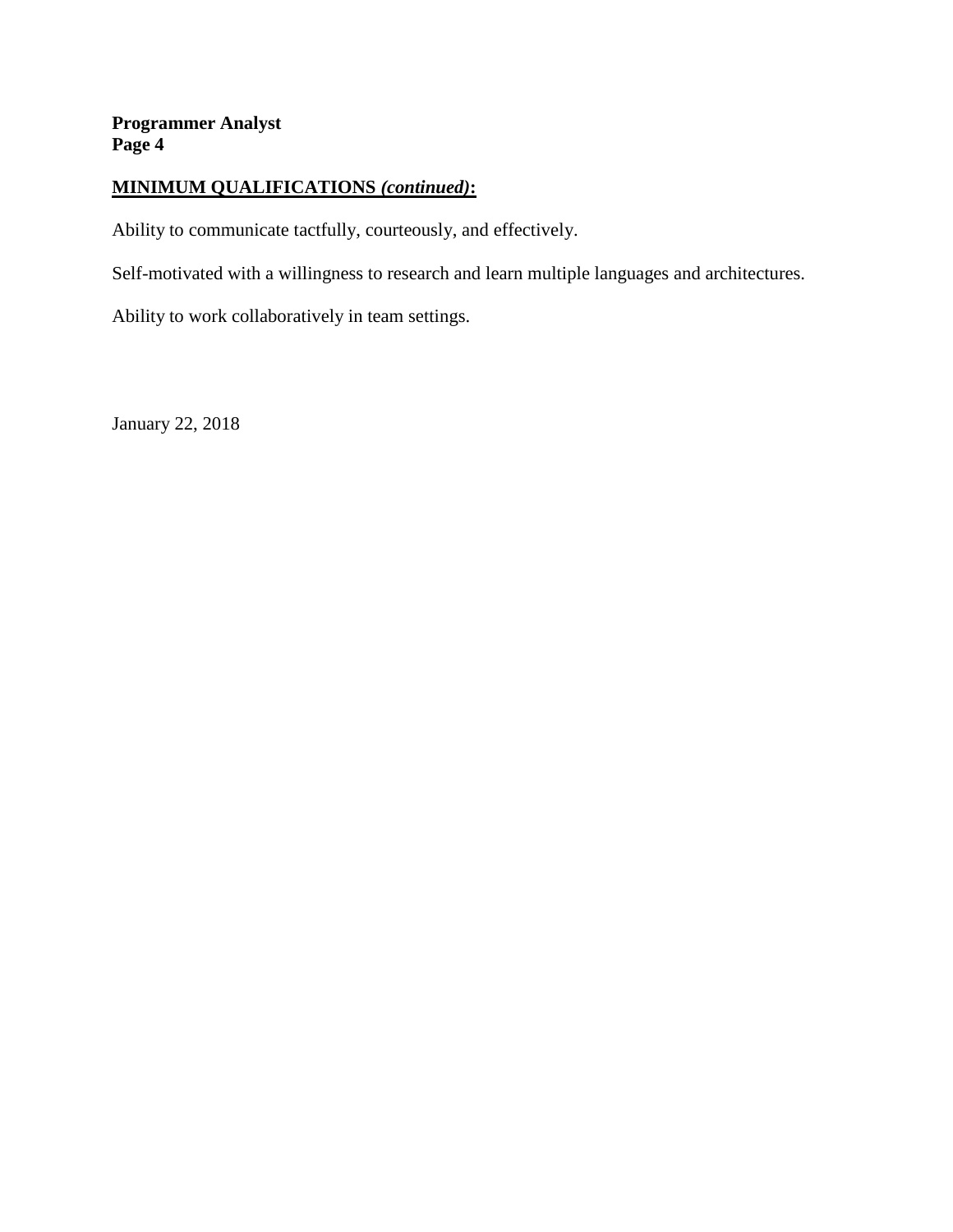## MINIMUM QUALIFICATIONS *(continued)*:

Ability to communicate tactfully, courteously, and effectively.

Self-motivated with a willingness to research and learn multiple languages and architectures.

Ability to work collaboratively in team settings.

January 22, 2018